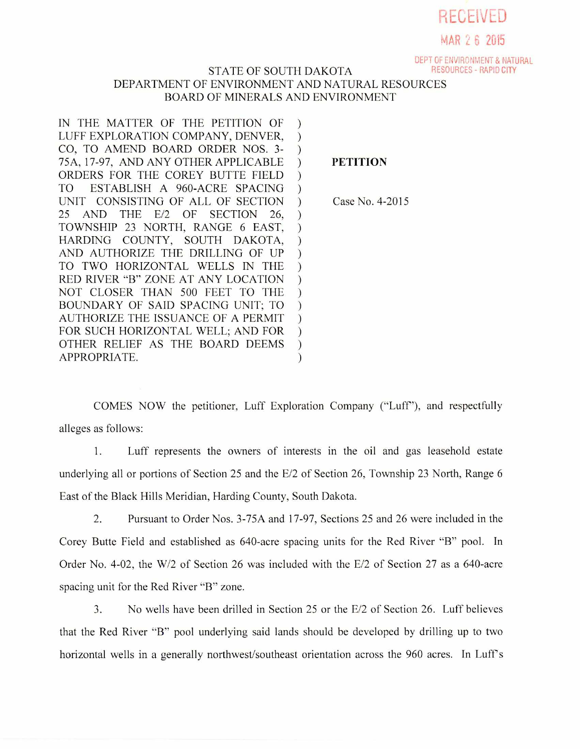RECEIVED

MAR 26 2015

DEPT OF ENVIRONMENT & NATURAL RESOURCES - RAPID CITY

STATE OF SOUTH DAKOTA
DEPARTMENT OF ENVIRONMENT AND NATURAL RESOURCES
BOARD OF MINERALS AND ENVIRONMENT

| | |
|---|---|
| IN THE MATTER OF THE PETITION OF LUFF EXPLORATION COMPANY, DENVER, CO, TO AMEND BOARD ORDER NOS. 3-75A, 17-97, AND ANY OTHER APPLICABLE ORDERS FOR THE COREY BUTTE FIELD TO ESTABLISH A 960-ACRE SPACING UNIT CONSISTING OF ALL OF SECTION 25 AND THE E/2 OF SECTION 26, TOWNSHIP 23 NORTH, RANGE 6 EAST, HARDING COUNTY, SOUTH DAKOTA, AND AUTHORIZE THE DRILLING OF UP TO TWO HORIZONTAL WELLS IN THE RED RIVER "B" ZONE AT ANY LOCATION NOT CLOSER THAN 500 FEET TO THE BOUNDARY OF SAID SPACING UNIT; TO AUTHORIZE THE ISSUANCE OF A PERMIT FOR SUCH HORIZONTAL WELL; AND FOR OTHER RELIEF AS THE BOARD DEEMS APPROPRIATE. | **PETITION**<br><br>Case No. 4-2015 |

COMES NOW the petitioner, Luff Exploration Company ("Luff"), and respectfully alleges as follows:

1. Luff represents the owners of interests in the oil and gas leasehold estate underlying all or portions of Section 25 and the E/2 of Section 26, Township 23 North, Range 6 East of the Black Hills Meridian, Harding County, South Dakota.

2. Pursuant to Order Nos. 3-75A and 17-97, Sections 25 and 26 were included in the Corey Butte Field and established as 640-acre spacing units for the Red River "B" pool. In Order No. 4-02, the W/2 of Section 26 was included with the E/2 of Section 27 as a 640-acre spacing unit for the Red River "B" zone.

3. No wells have been drilled in Section 25 or the E/2 of Section 26. Luff believes that the Red River "B" pool underlying said lands should be developed by drilling up to two horizontal wells in a generally northwest/southeast orientation across the 960 acres. In Luff's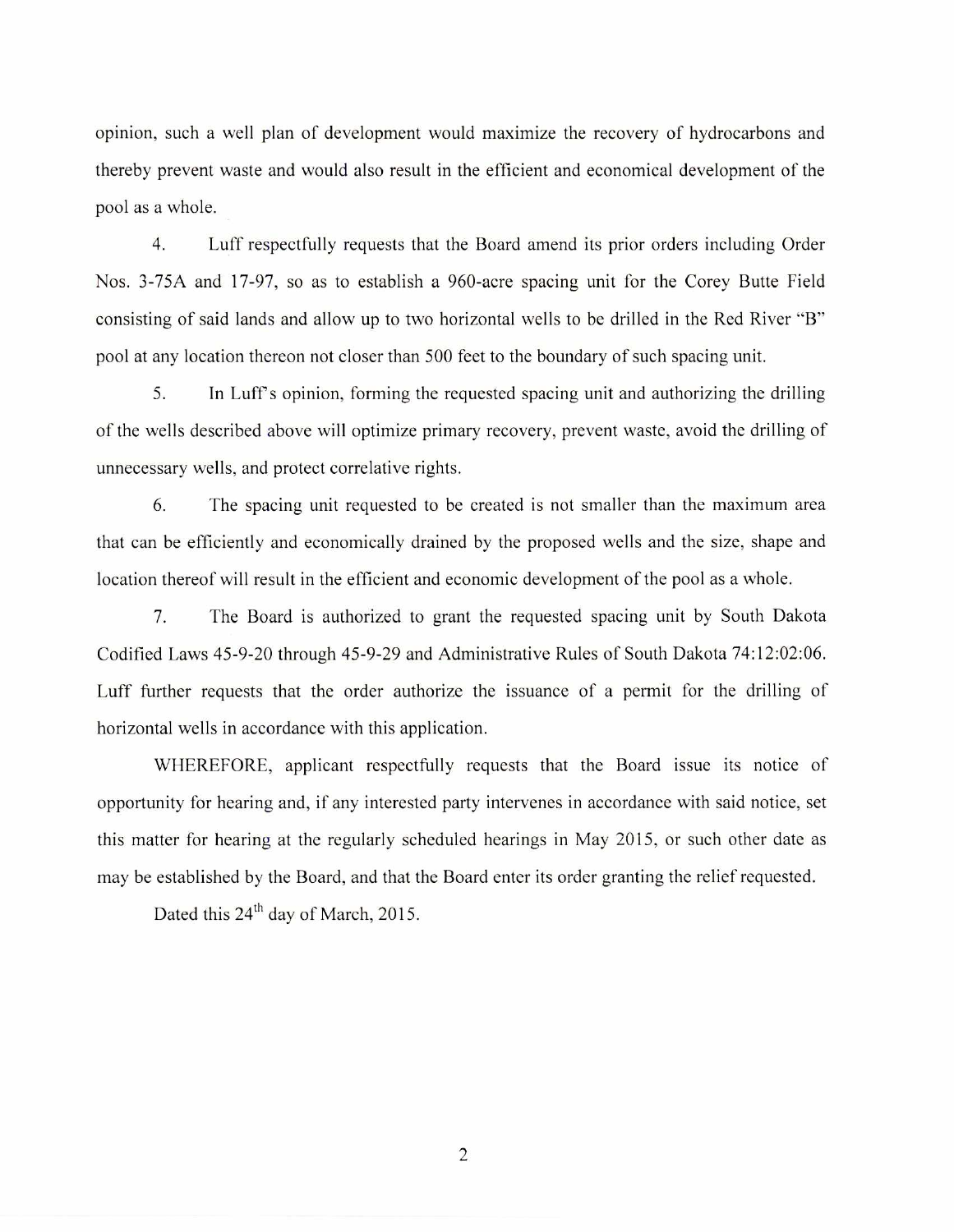opinion, such a well plan of development would maximize the recovery of hydrocarbons and thereby prevent waste and would also result in the efficient and economical development of the pool as a whole.

4. Luff respectfully requests that the Board amend its prior orders including Order Nos. 3-75A and 17-97, so as to establish a 960-acre spacing unit for the Corey Butte Field consisting of said lands and allow up to two horizontal wells to be drilled in the Red River "B" pool at any location thereon not closer than 500 feet to the boundary of such spacing unit.

5. In Luff's opinion, forming the requested spacing unit and authorizing the drilling of the wells described above will optimize primary recovery, prevent waste, avoid the drilling of unnecessary wells, and protect correlative rights.

6. The spacing unit requested to be created is not smaller than the maximum area that can be efficiently and economically drained by the proposed wells and the size, shape and location thereof will result in the efficient and economic development of the pool as a whole.

7. The Board is authorized to grant the requested spacing unit by South Dakota Codified Laws 45-9-20 through 45-9-29 and Administrative Rules of South Dakota 74:12:02:06. Luff further requests that the order authorize the issuance of a permit for the drilling of horizontal wells in accordance with this application.

WHEREFORE, applicant respectfully requests that the Board issue its notice of opportunity for hearing and, if any interested party intervenes in accordance with said notice, set this matter for hearing at the regularly scheduled hearings in May 2015, or such other date as may be established by the Board, and that the Board enter its order granting the relief requested.

Dated this 24th day of March, 2015.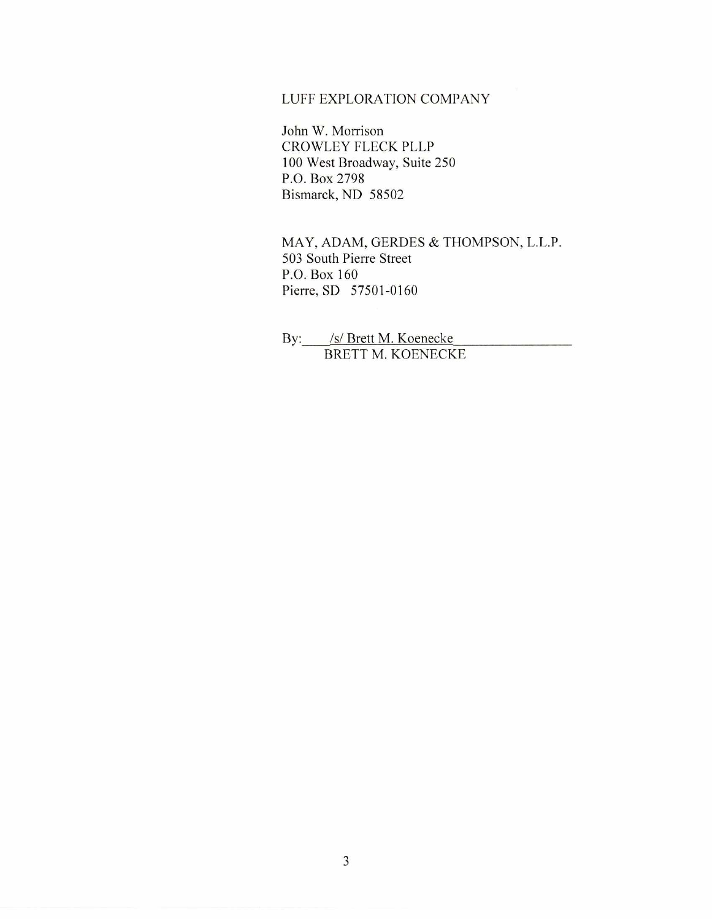LUFF EXPLORATION COMPANY

John W. Morrison
CROWLEY FLECK PLLP
100 West Broadway, Suite 250
P.O. Box 2798
Bismarck, ND 58502

MAY, ADAM, GERDES & THOMPSON, L.L.P.
503 South Pierre Street
P.O. Box 160
Pierre, SD 57501-0160

By: /s/ Brett M. Koenecke
BRETT M. KOENECKE